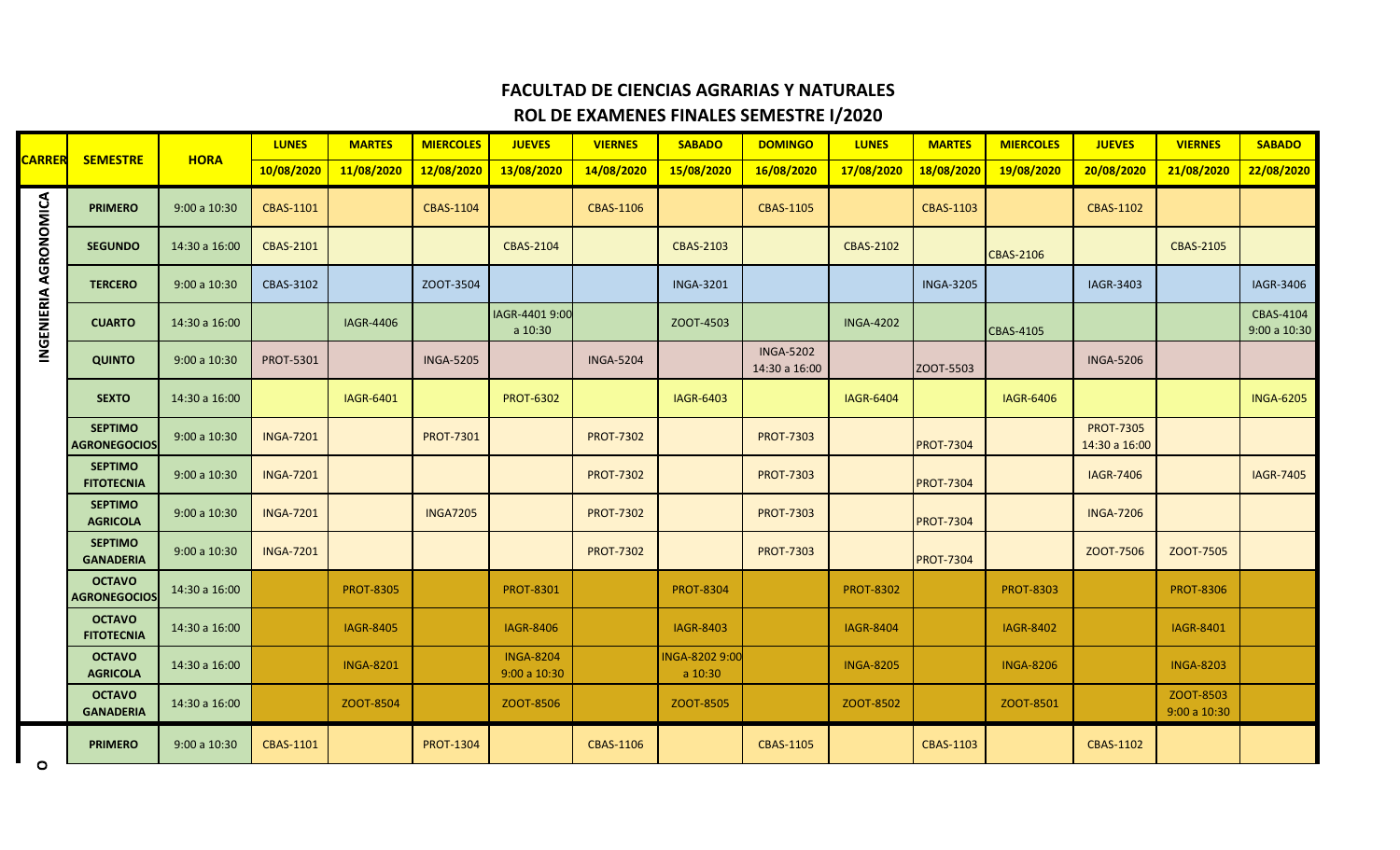# FACULTAD DE CIENCIAS AGRARIAS Y NATURALES

## ROL DE EXAMENES FINALES SEMESTRE I/2020

| CARRERA | SEMESTRE | HORA | LUNES | MARTES | MIERCOLES | JUEVES | VIERNES | SABADO | DOMINGO | LUNES | MARTES | MIERCOLES | JUEVES | VIERNES | SABADO |
|---|---|---|---|---|---|---|---|---|---|---|---|---|---|---|---|
| | | | 10/08/2020 | 11/08/2020 | 12/08/2020 | 13/08/2020 | 14/08/2020 | 15/08/2020 | 16/08/2020 | 17/08/2020 | 18/08/2020 | 19/08/2020 | 20/08/2020 | 21/08/2020 | 22/08/2020 |
| INGENIERIA AGRONOMICA | PRIMERO | 9:00 a 10:30 | CBAS-1101 | | CBAS-1104 | | CBAS-1106 | | CBAS-1105 | | CBAS-1103 | | CBAS-1102 | | |
| | SEGUNDO | 14:30 a 16:00 | CBAS-2101 | | | CBAS-2104 | | CBAS-2103 | | CBAS-2102 | | CBAS-2106 | | CBAS-2105 | |
| | TERCERO | 9:00 a 10:30 | CBAS-3102 | | ZOOT-3504 | | | INGA-3201 | | | INGA-3205 | | IAGR-3403 | | IAGR-3406 |
| | CUARTO | 14:30 a 16:00 | | IAGR-4406 | | IAGR-4401 9:00 a 10:30 | | ZOOT-4503 | | INGA-4202 | | CBAS-4105 | | | CBAS-4104 9:00 a 10:30 |
| | QUINTO | 9:00 a 10:30 | PROT-5301 | | INGA-5205 | | INGA-5204 | | INGA-5202 14:30 a 16:00 | | ZOOT-5503 | | INGA-5206 | | |
| | SEXTO | 14:30 a 16:00 | | IAGR-6401 | | PROT-6302 | | IAGR-6403 | | IAGR-6404 | | IAGR-6406 | | | INGA-6205 |
| | SEPTIMO AGRONEGOCIOS | 9:00 a 10:30 | INGA-7201 | | PROT-7301 | | PROT-7302 | | PROT-7303 | | PROT-7304 | | PROT-7305 14:30 a 16:00 | | |
| | SEPTIMO FITOTECNIA | 9:00 a 10:30 | INGA-7201 | | | | PROT-7302 | | PROT-7303 | | PROT-7304 | | IAGR-7406 | | IAGR-7405 |
| | SEPTIMO AGRICOLA | 9:00 a 10:30 | INGA-7201 | | INGA7205 | | PROT-7302 | | PROT-7303 | | PROT-7304 | | INGA-7206 | | |
| | SEPTIMO GANADERIA | 9:00 a 10:30 | INGA-7201 | | | | PROT-7302 | | PROT-7303 | | PROT-7304 | | ZOOT-7506 | ZOOT-7505 | |
| | OCTAVO AGRONEGOCIOS | 14:30 a 16:00 | | PROT-8305 | | PROT-8301 | | PROT-8304 | | PROT-8302 | | PROT-8303 | | PROT-8306 | |
| | OCTAVO FITOTECNIA | 14:30 a 16:00 | | IAGR-8405 | | IAGR-8406 | | IAGR-8403 | | IAGR-8404 | | IAGR-8402 | | IAGR-8401 | |
| | OCTAVO AGRICOLA | 14:30 a 16:00 | | INGA-8201 | | INGA-8204 9:00 a 10:30 | | INGA-8202 9:00 a 10:30 | | INGA-8205 | | INGA-8206 | | INGA-8203 | |
| | OCTAVO GANADERIA | 14:30 a 16:00 | | ZOOT-8504 | | ZOOT-8506 | | ZOOT-8505 | | ZOOT-8502 | | ZOOT-8501 | | ZOOT-8503 9:00 a 10:30 | |
| O | PRIMERO | 9:00 a 10:30 | CBAS-1101 | | PROT-1304 | | CBAS-1106 | | CBAS-1105 | | CBAS-1103 | | CBAS-1102 | | |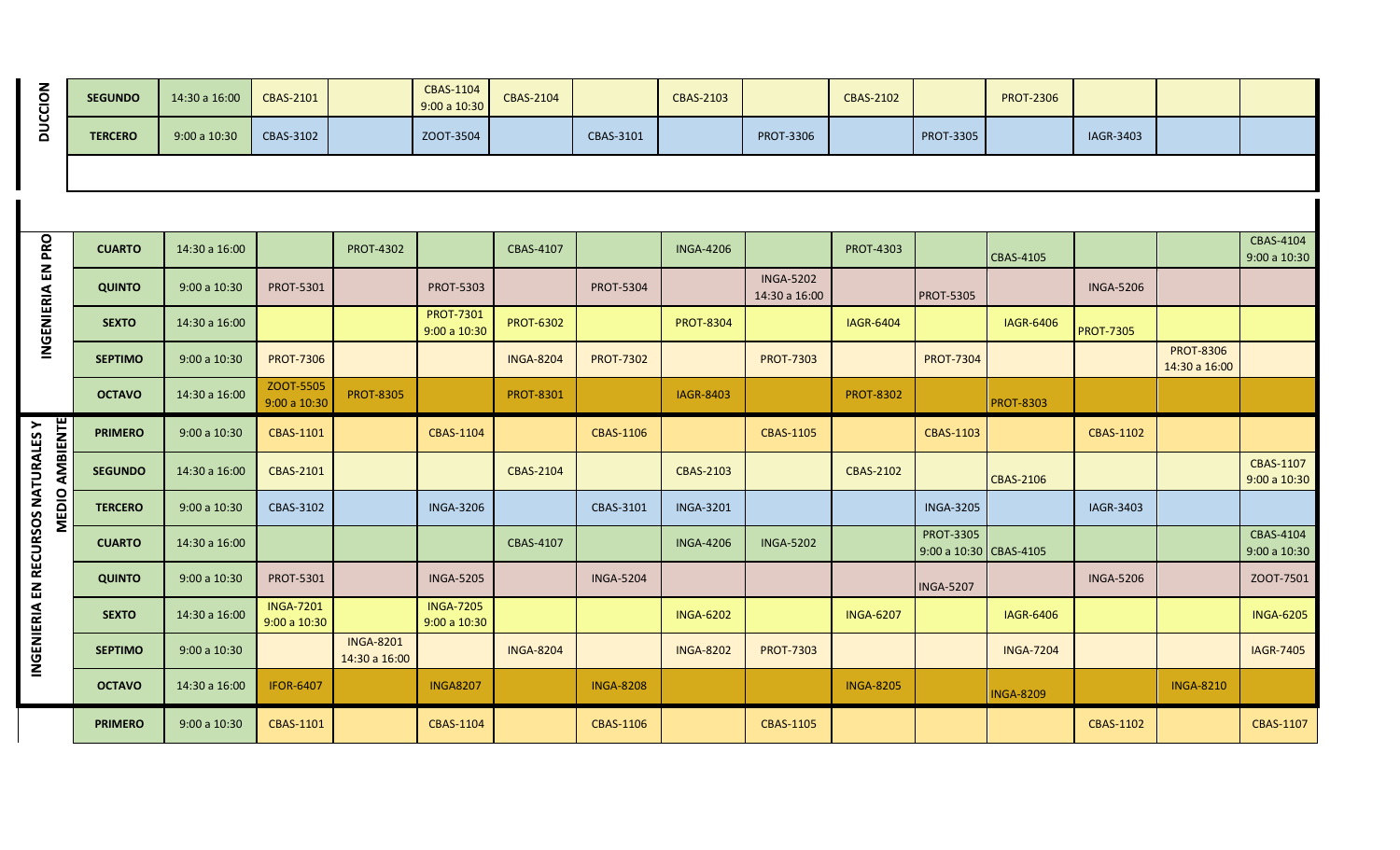| Programa | Semestre | Horario | | | | | | | | | | | | | |
|---|---|---|---|---|---|---|---|---|---|---|---|---|---|---|---|
| DUCCION | SEGUNDO | 14:30 a 16:00 | CBAS-2101 | | CBAS-1104 9:00 a 10:30 | CBAS-2104 | | CBAS-2103 | | CBAS-2102 | | PROT-2306 | | | |
| | TERCERO | 9:00 a 10:30 | CBAS-3102 | | ZOOT-3504 | | CBAS-3101 | | PROT-3306 | | PROT-3305 | | IAGR-3403 | | |
| INGENIERIA EN PRO | CUARTO | 14:30 a 16:00 | | PROT-4302 | | CBAS-4107 | | INGA-4206 | | PROT-4303 | | CBAS-4105 | | | CBAS-4104 9:00 a 10:30 |
| | QUINTO | 9:00 a 10:30 | PROT-5301 | | PROT-5303 | | PROT-5304 | | INGA-5202 14:30 a 16:00 | | PROT-5305 | | INGA-5206 | | |
| | SEXTO | 14:30 a 16:00 | | | PROT-7301 9:00 a 10:30 | PROT-6302 | | PROT-8304 | | IAGR-6404 | | IAGR-6406 | PROT-7305 | | |
| | SEPTIMO | 9:00 a 10:30 | PROT-7306 | | | INGA-8204 | PROT-7302 | | PROT-7303 | | PROT-7304 | | | PROT-8306 14:30 a 16:00 | |
| | OCTAVO | 14:30 a 16:00 | ZOOT-5505 9:00 a 10:30 | PROT-8305 | | PROT-8301 | | IAGR-8403 | | PROT-8302 | | PROT-8303 | | | |
| INGENIERIA EN RECURSOS NATURALES Y MEDIO AMBIENTE | PRIMERO | 9:00 a 10:30 | CBAS-1101 | | CBAS-1104 | | CBAS-1106 | | CBAS-1105 | | CBAS-1103 | | CBAS-1102 | | |
| | SEGUNDO | 14:30 a 16:00 | CBAS-2101 | | | CBAS-2104 | | CBAS-2103 | | CBAS-2102 | | CBAS-2106 | | | CBAS-1107 9:00 a 10:30 |
| | TERCERO | 9:00 a 10:30 | CBAS-3102 | | INGA-3206 | | CBAS-3101 | INGA-3201 | | | INGA-3205 | | IAGR-3403 | | |
| | CUARTO | 14:30 a 16:00 | | | | CBAS-4107 | | INGA-4206 | INGA-5202 | | PROT-3305 9:00 a 10:30 | CBAS-4105 | | | CBAS-4104 9:00 a 10:30 |
| | QUINTO | 9:00 a 10:30 | PROT-5301 | | INGA-5205 | | INGA-5204 | | | | INGA-5207 | | INGA-5206 | | ZOOT-7501 |
| | SEXTO | 14:30 a 16:00 | INGA-7201 9:00 a 10:30 | | INGA-7205 9:00 a 10:30 | | | INGA-6202 | | INGA-6207 | | IAGR-6406 | | | INGA-6205 |
| | SEPTIMO | 9:00 a 10:30 | | INGA-8201 14:30 a 16:00 | | INGA-8204 | | INGA-8202 | PROT-7303 | | | INGA-7204 | | | IAGR-7405 |
| | OCTAVO | 14:30 a 16:00 | IFOR-6407 | | INGA8207 | | INGA-8208 | | | INGA-8205 | | INGA-8209 | | INGA-8210 | |
| | PRIMERO | 9:00 a 10:30 | CBAS-1101 | | CBAS-1104 | | CBAS-1106 | | CBAS-1105 | | | | CBAS-1102 | | CBAS-1107 |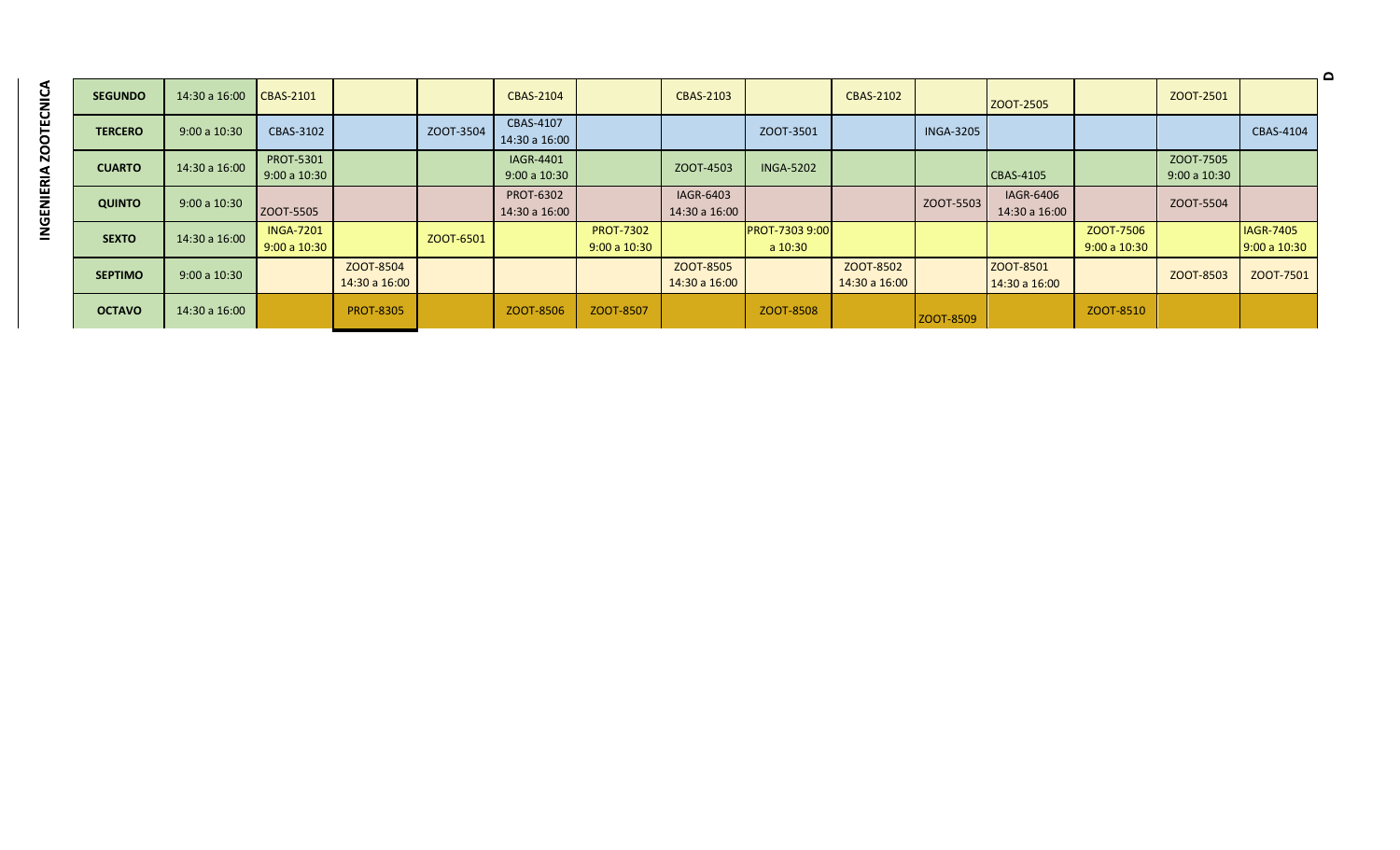**INGENIERIA ZOOTECNICA**

| | | | | | | | | | | | | | | |
|---|---|---|---|---|---|---|---|---|---|---|---|---|---|---|
| **SEGUNDO** | 14:30 a 16:00 | CBAS-2101 | | | CBAS-2104 | | CBAS-2103 | | CBAS-2102 | | ZOOT-2505 | | ZOOT-2501 | |
| **TERCERO** | 9:00 a 10:30 | CBAS-3102 | | ZOOT-3504 | CBAS-4107 14:30 a 16:00 | | | ZOOT-3501 | | INGA-3205 | | | | CBAS-4104 |
| **CUARTO** | 14:30 a 16:00 | PROT-5301 9:00 a 10:30 | | | IAGR-4401 9:00 a 10:30 | | ZOOT-4503 | INGA-5202 | | | CBAS-4105 | | ZOOT-7505 9:00 a 10:30 | |
| **QUINTO** | 9:00 a 10:30 | ZOOT-5505 | | | PROT-6302 14:30 a 16:00 | | IAGR-6403 14:30 a 16:00 | | | ZOOT-5503 | IAGR-6406 14:30 a 16:00 | | ZOOT-5504 | |
| **SEXTO** | 14:30 a 16:00 | INGA-7201 9:00 a 10:30 | | ZOOT-6501 | | PROT-7302 9:00 a 10:30 | | PROT-7303 9:00 a 10:30 | | | | ZOOT-7506 9:00 a 10:30 | | IAGR-7405 9:00 a 10:30 |
| **SEPTIMO** | 9:00 a 10:30 | | ZOOT-8504 14:30 a 16:00 | | | | ZOOT-8505 14:30 a 16:00 | | ZOOT-8502 14:30 a 16:00 | | ZOOT-8501 14:30 a 16:00 | | ZOOT-8503 | ZOOT-7501 |
| **OCTAVO** | 14:30 a 16:00 | | PROT-8305 | | ZOOT-8506 | ZOOT-8507 | | ZOOT-8508 | | ZOOT-8509 | | ZOOT-8510 | | |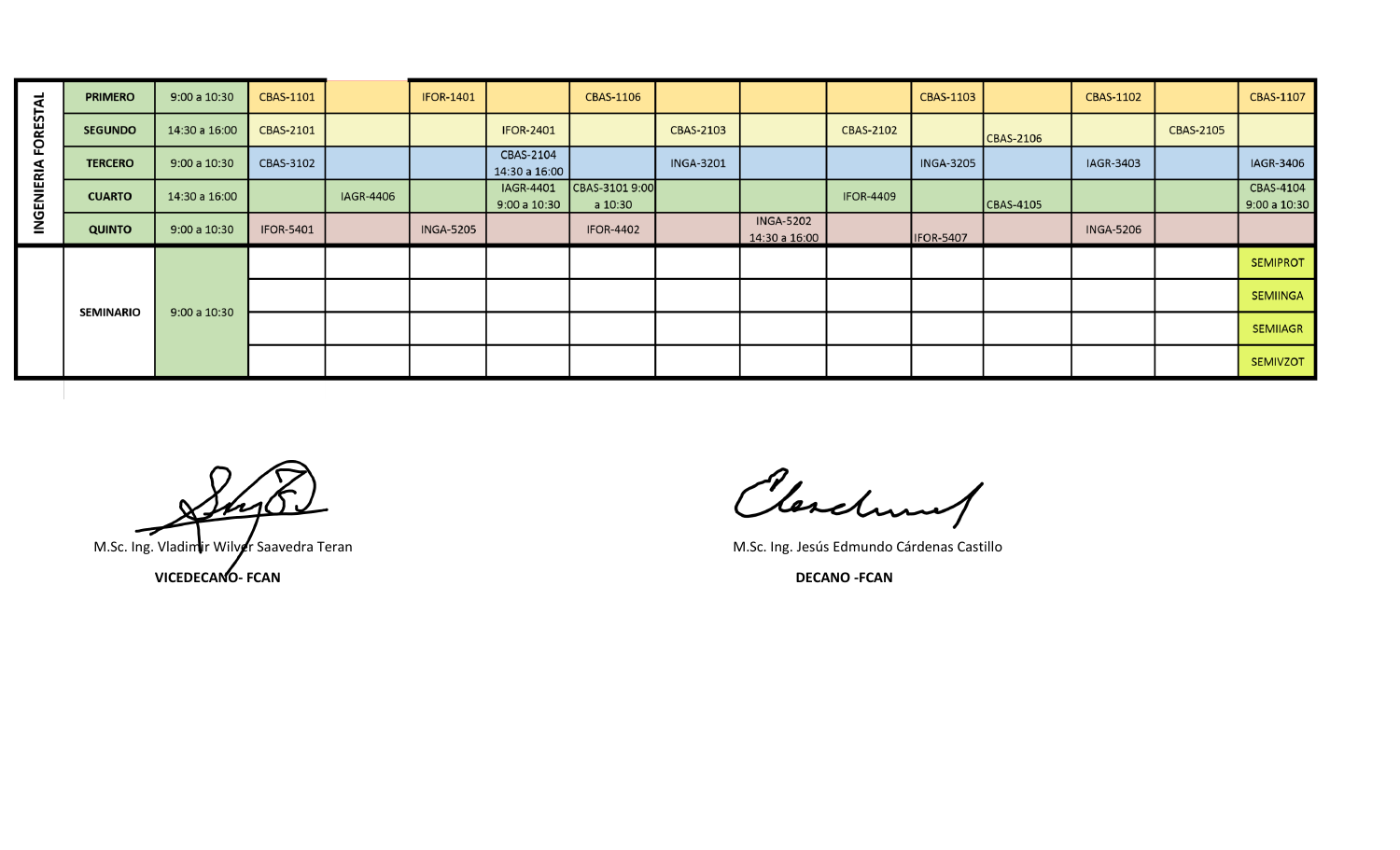| | | | | | | | | | | | | | | | |
|---|---|---|---|---|---|---|---|---|---|---|---|---|---|---|---|
| INGENIERIA FORESTAL | PRIMERO | 9:00 a 10:30 | CBAS-1101 | | IFOR-1401 | | CBAS-1106 | | | | CBAS-1103 | | CBAS-1102 | | CBAS-1107 |
| | SEGUNDO | 14:30 a 16:00 | CBAS-2101 | | | IFOR-2401 | | CBAS-2103 | | CBAS-2102 | | CBAS-2106 | | CBAS-2105 | |
| | TERCERO | 9:00 a 10:30 | CBAS-3102 | | | CBAS-2104 14:30 a 16:00 | | INGA-3201 | | | INGA-3205 | | IAGR-3403 | | IAGR-3406 |
| | CUARTO | 14:30 a 16:00 | | IAGR-4406 | | IAGR-4401 9:00 a 10:30 | CBAS-3101 9:00 a 10:30 | | | IFOR-4409 | | CBAS-4105 | | | CBAS-4104 9:00 a 10:30 |
| | QUINTO | 9:00 a 10:30 | IFOR-5401 | | INGA-5205 | | IFOR-4402 | | INGA-5202 14:30 a 16:00 | | IFOR-5407 | | INGA-5206 | | |
| | SEMINARIO | 9:00 a 10:30 | | | | | | | | | | | | | SEMIPROT |
| | | | | | | | | | | | | | | | SEMIINGA |
| | | | | | | | | | | | | | | | SEMIIAGR |
| | | | | | | | | | | | | | | | SEMIVZOT |

M.Sc. Ing. Vladimir Wilver Saavedra Teran

**VICEDECANO- FCAN**

M.Sc. Ing. Jesús Edmundo Cárdenas Castillo

**DECANO -FCAN**